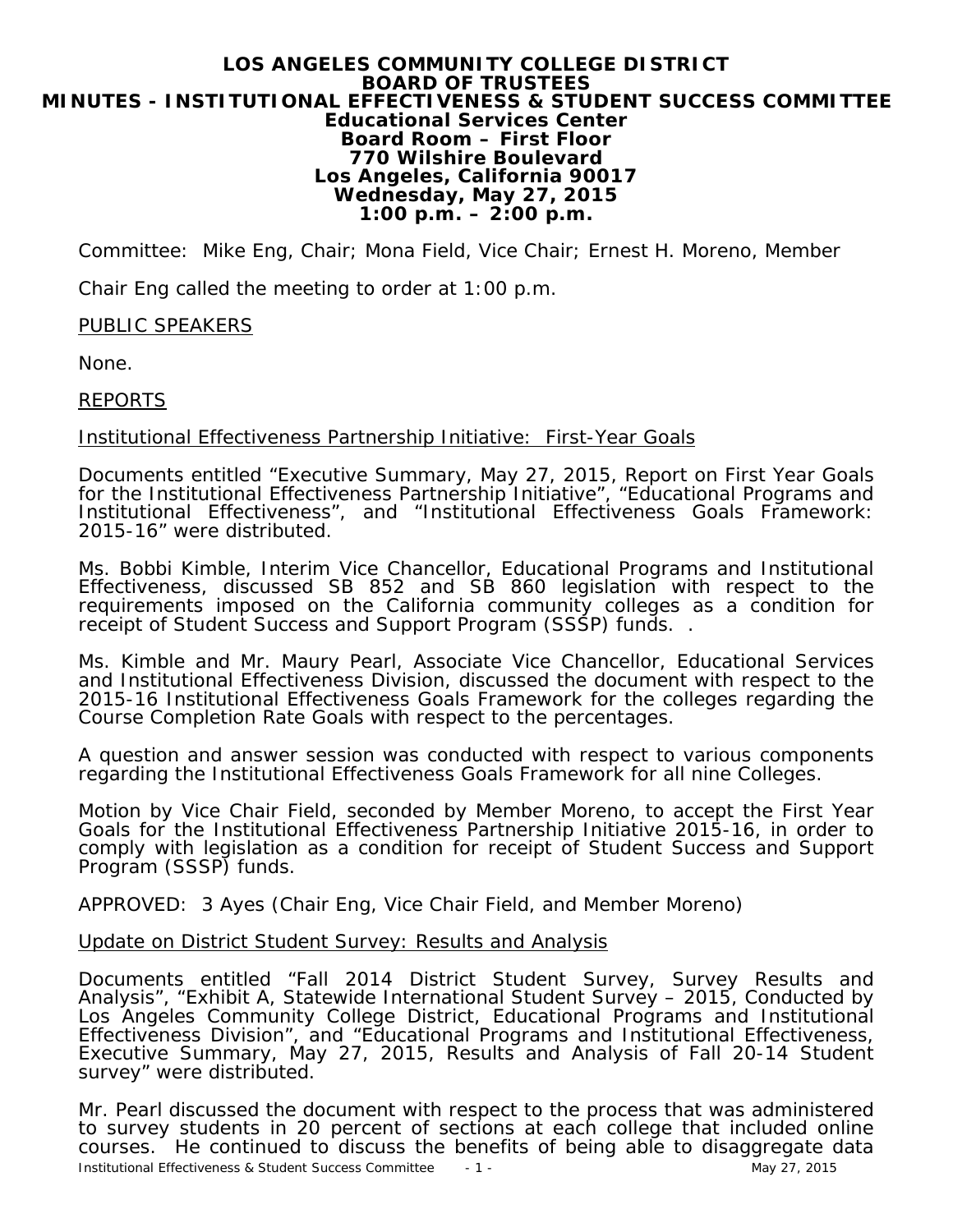# LOS ANGELES COMMUNITY COLLEGE DISTRICT
# BOARD OF TRUSTEES
## MINUTES - INSTITUTIONAL EFFECTIVENESS & STUDENT SUCCESS COMMITTEE

**Educational Services Center**
**Board Room – First Floor**
**770 Wilshire Boulevard**
**Los Angeles, California 90017**
**Wednesday, May 27, 2015**
**1:00 p.m. – 2:00 p.m.**

Committee: Mike Eng, Chair; Mona Field, Vice Chair; Ernest H. Moreno, Member

Chair Eng called the meeting to order at 1:00 p.m.

PUBLIC SPEAKERS

None.

REPORTS

Institutional Effectiveness Partnership Initiative: First-Year Goals

Documents entitled "Executive Summary, May 27, 2015, Report on First Year Goals for the Institutional Effectiveness Partnership Initiative", "Educational Programs and Institutional Effectiveness", and "Institutional Effectiveness Goals Framework: 2015-16" were distributed.

Ms. Bobbi Kimble, Interim Vice Chancellor, Educational Programs and Institutional Effectiveness, discussed SB 852 and SB 860 legislation with respect to the requirements imposed on the California community colleges as a condition for receipt of Student Success and Support Program (SSSP) funds. .

Ms. Kimble and Mr. Maury Pearl, Associate Vice Chancellor, Educational Services and Institutional Effectiveness Division, discussed the document with respect to the 2015-16 Institutional Effectiveness Goals Framework for the colleges regarding the Course Completion Rate Goals with respect to the percentages.

A question and answer session was conducted with respect to various components regarding the Institutional Effectiveness Goals Framework for all nine Colleges.

Motion by Vice Chair Field, seconded by Member Moreno, to accept the First Year Goals for the Institutional Effectiveness Partnership Initiative 2015-16, in order to comply with legislation as a condition for receipt of Student Success and Support Program (SSSP) funds.

APPROVED: 3 Ayes (Chair Eng, Vice Chair Field, and Member Moreno)

Update on District Student Survey: Results and Analysis

Documents entitled "Fall 2014 District Student Survey, Survey Results and Analysis", "Exhibit A, Statewide International Student Survey – 2015, Conducted by Los Angeles Community College District, Educational Programs and Institutional Effectiveness Division", and "Educational Programs and Institutional Effectiveness, Executive Summary, May 27, 2015, Results and Analysis of Fall 20-14 Student survey" were distributed.

Mr. Pearl discussed the document with respect to the process that was administered to survey students in 20 percent of sections at each college that included online courses. He continued to discuss the benefits of being able to disaggregate data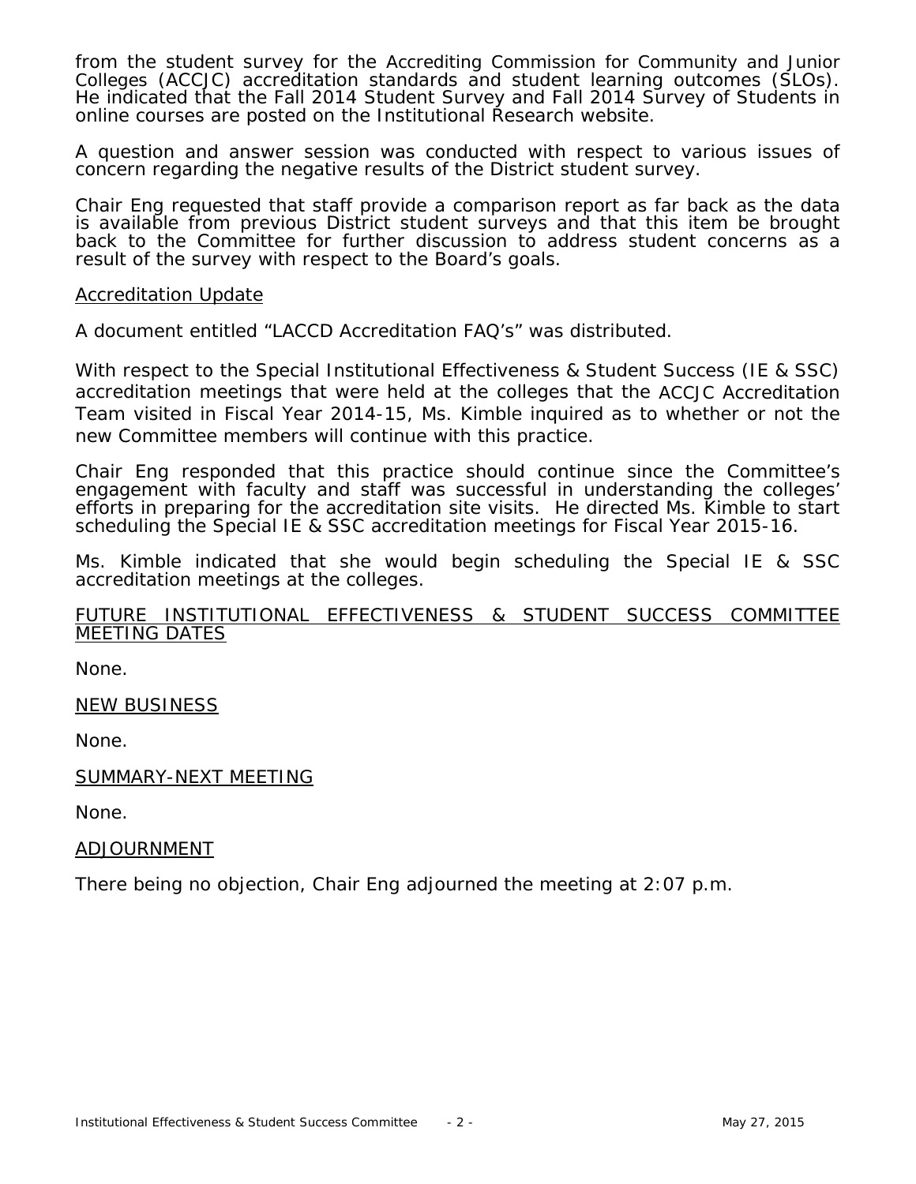from the student survey for the Accrediting Commission for Community and Junior Colleges (ACCJC) accreditation standards and student learning outcomes (SLOs). He indicated that the Fall 2014 Student Survey and Fall 2014 Survey of Students in online courses are posted on the Institutional Research website.

A question and answer session was conducted with respect to various issues of concern regarding the negative results of the District student survey.

Chair Eng requested that staff provide a comparison report as far back as the data is available from previous District student surveys and that this item be brought back to the Committee for further discussion to address student concerns as a result of the survey with respect to the Board's goals.

Accreditation Update

A document entitled "LACCD Accreditation FAQ's" was distributed.

With respect to the Special Institutional Effectiveness & Student Success (IE & SSC) accreditation meetings that were held at the colleges that the ACCJC Accreditation Team visited in Fiscal Year 2014-15, Ms. Kimble inquired as to whether or not the new Committee members will continue with this practice.

Chair Eng responded that this practice should continue since the Committee's engagement with faculty and staff was successful in understanding the colleges' efforts in preparing for the accreditation site visits. He directed Ms. Kimble to start scheduling the Special IE & SSC accreditation meetings for Fiscal Year 2015-16.

Ms. Kimble indicated that she would begin scheduling the Special IE & SSC accreditation meetings at the colleges.

FUTURE INSTITUTIONAL EFFECTIVENESS & STUDENT SUCCESS COMMITTEE MEETING DATES

None.

NEW BUSINESS

None.

SUMMARY-NEXT MEETING

None.

ADJOURNMENT

There being no objection, Chair Eng adjourned the meeting at 2:07 p.m.